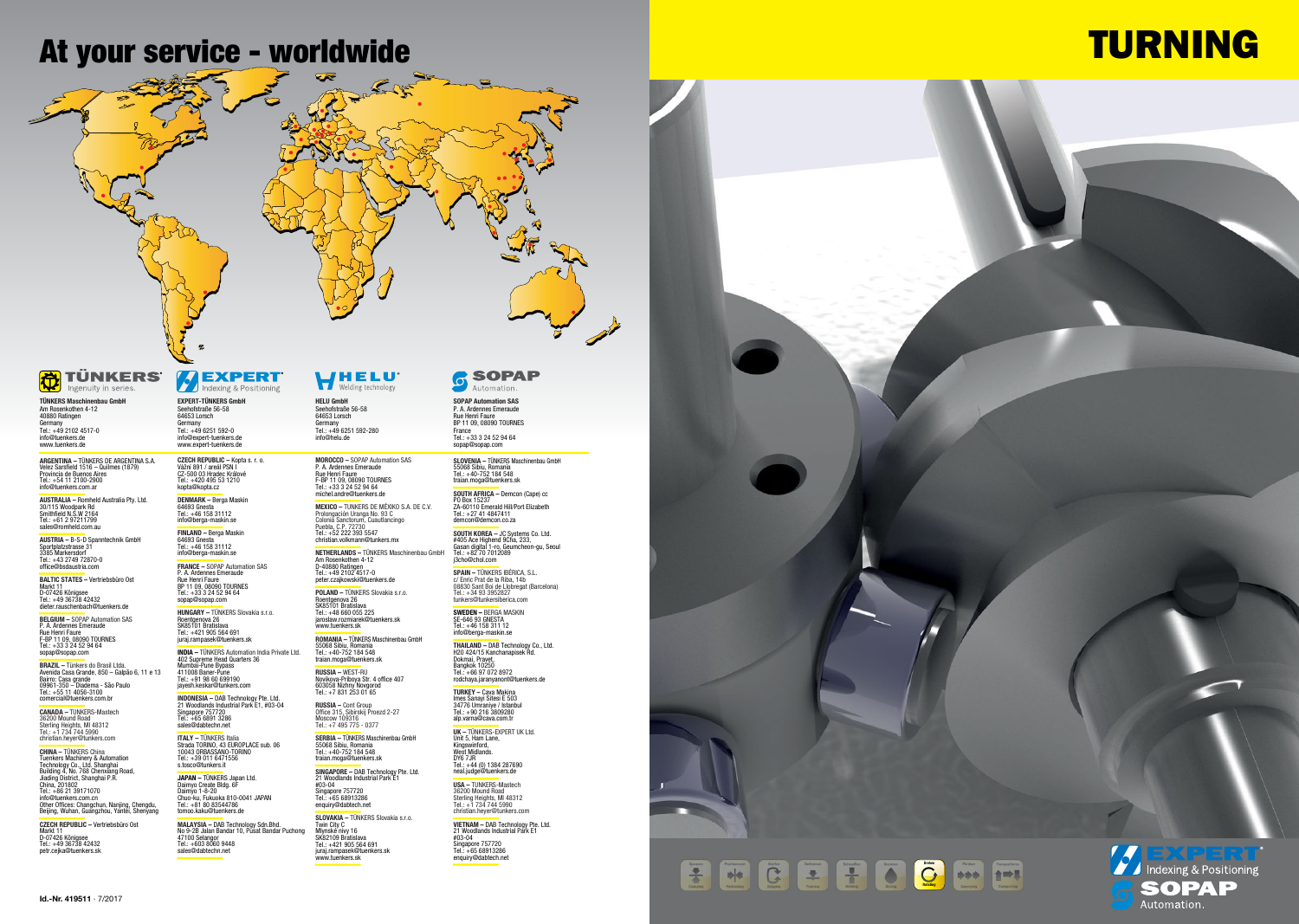# At your service - worldwide

# TURNING

**TÜNKERS** Ingenuity in series.

**TÜNKERS Maschinenbau GmbH**
Am Rosenkothen 4-12
40880 Ratingen
Germany
Tel.: +49 2102 4517-0
info@tuenkers.de
www.tuenkers.de

**EXPERT** Indexing & Positioning

**EXPERT-TÜNKERS GmbH**
Seehofstraße 56-58
64653 Lorsch
Germany
Tel.: +49 6251 592-0
info@expert-tuenkers.de
www.expert-tuenkers.de

**HELU** Welding technology

**HELU GmbH**
Seehofstraße 56-58
64653 Lorsch
Germany
Tel.: +49 6251 592-280
info@helu.de

**SOPAP** Automation.

**SOPAP Automation SAS**
P. A. Ardennes Emeraude
Rue Henri Faure
BP 11 09, 08090 TOURNES
France
Tel.: +33 3 24 52 94 64
sopap@sopap.com

**ARGENTINA** – TÜNKERS DE ARGENTINA S.A.
Velez Sarsfield 1516 – Quilmes (1879)
Provincia de Buenos Aires
Tel.: +54 11 2100-2900
info@tuenkers.com.ar

**AUSTRALIA** – Romheld Australia Pty. Ltd.
30/115 Woodpark Rd
Smithfield N.S.W 2164
Tel.: +61 2 97211799
sales@romheld.com.au

**AUSTRIA** – B-S-D Spanntechnik GmbH
Sportplatzstrasse 31
3385 Markersdorf
Tel.: +43 2749 72870-0
office@bsdaustria.com

**BALTIC STATES** – Vertriebsbüro Ost
Markt 11
D-07426 Königsee
Tel.: +49 36738 42432
dieter.rauschenbach@tuenkers.de

**BELGIUM** – SOPAP Automation SAS
P. A. Ardennes Emeraude
Rue Henri Faure
F-BP 11 09, 08090 TOURNES
Tel.: +33 3 24 52 94 64
sopap@sopap.com

**BRAZIL** – Tünkers do Brasil Ltda.
Avenida Casa Grande, 850 – Galpão 6, 11 e 13
Bairro: Casa grande
09961-350 – Diadema - São Paulo
Tel.: +55 11 4056-3100
comercial@tuenkers.com.br

**CANADA** – TÜNKERS-Mastech
36200 Mound Road
Sterling Heights, MI 48312
Tel.: +1 734 744 5990
christian.heyer@tunkers.com

**CHINA** – TÜNKERS China
Tuenkers Machinery & Automation
Technology Co., Ltd. Shanghai
Building 4, No. 768 Chenxiang Road,
Jiading District, Shanghai P.R.
China, 201802
Tel.: +86 21 39171070
info@tuenkers.com.cn
Other Offices: Changchun, Nanjing, Chengdu,
Beijing, Wuhan, Guangzhou, Yantei, Shenyang

**CZECH REPUBLIC** – Vertriebsbüro Ost
Markt 11
D-07426 Königsee
Tel.: +49 36738 42432
petr.cejka@tuenkers.sk

**CZECH REPUBLIC** – Kopta s. r. o.
Vážní 891 / areál PSN I
CZ-500 03 Hradec Králové
Tel.: +420 495 53 1210
kopta@kopta.cz

**DENMARK** – Berga Maskin
64693 Gnesta
Tel.: +46 158 31112
info@berga-maskin.se

**FINLAND** – Berga Maskin
64693 Gnesta
Tel.: +46 158 31112
info@berga-maskin.se

**FRANCE** – SOPAP Automation SAS
P. A. Ardennes Emeraude
Rue Henri Faure
BP 11 09, 08090 TOURNES
Tel.: +33 3 24 52 94 64
sopap@sopap.com

**HUNGARY** – TÜNKERS Slovakia s.r.o.
Roentgenova 26
SK85101 Bratislava
Tel.: +421 905 564 691
juraj.rampasek@tuenkers.sk

**INDIA** – TÜNKERS Automation India Private Ltd.
402 Supreme Head Quarters 36
Mumbai-Pune Bypass
411008 Baner-Pune
Tel.: +91 98 60 699190
jayesh.keskar@tunkers.com

**INDONESIA** – DAB Technology Pte. Ltd.
21 Woodlands Industrial Park E1, #03-04
Singapore 757720
Tel.: +65 6891 3286
sales@dabtechn.net

**ITALY** – TÜNKERS Italia
Strada TORINO, 43 EUROPLACE sub. 06
10043 ORBASSANO-TORINO
Tel.: +39 011 6471556
s.tosco@tunkers.it

**JAPAN** – TÜNKERS Japan Ltd.
Daimyo Create Bldg. 6F
Daimyo 1-8-20
Chuo-ku, Fukuoka 810-0041 JAPAN
Tel.: +81 80 83544786
tomoo.kaku@tuenkers.de

**MALAYSIA** – DAB Technology Sdn.Bhd.
No 9-2B Jalan Bandar 10, Pusat Bandar Puchong
47100 Selangor
Tel.: +603 8060 9448
sales@dabtechn.net

**MOROCCO** – SOPAP Automation SAS
P. A. Ardennes Emeraude
Rue Henri Faure
F-BP 11 09, 08090 TOURNES
Tel.: +33 3 24 52 94 64
michel.andre@tuenkers.de

**MEXICO** – TUNKERS DE MÉXICO S.A. DE C.V.
Prolongación Uranga No. 93 C
Colonia Sanctorum, Cuautlancingo
Puebla, C.P. 72730
Tel.: +52 222 393 5547
christian.volkmann@tunkers.mx

**NETHERLANDS** – TÜNKERS Maschinenbau GmbH
Am Rosenkothen 4-12
D-40880 Ratingen
Tel.: +49 2102 4517-0
peter.czajkowski@tuenkers.de

**POLAND** – TÜNKERS Slovakia s.r.o.
Roentgenova 26
SK85101 Bratislava
Tel.: +48 660 055 225
jaroslaw.rozmiarek@tuenkers.sk
www.tuenkers.sk

**ROMANIA** – TÜNKERS Maschinenbau GmbH
55068 Sibiu, Romania
Tel.: +40-752 184 548
traian.moga@tuenkers.sk

**RUSSIA** – WEST-RU
Novikova-Priboya Str. 4 office 407
603058 Nizhny Novgorod
Tel.: +7 831 253 01 65

**RUSSIA** – Cont Group
Office 315, Sibirskij Proezd 2-27
Moscow 109316
Tel.: +7 495 775 - 0377

**SERBIA** – TÜNKERS Maschinenbau GmbH
55068 Sibiu, Romania
Tel.: +40-752 184 548
traian.moga@tuenkers.sk

**SINGAPORE** – DAB Technology Pte. Ltd.
21 Woodlands Industrial Park E1
#03-04
Singapore 757720
Tel.: +65 68913286
enquiry@dabtech.net

**SLOVAKIA** – TÜNKERS Slovakia s.r.o.
Twin City C
Mlynské nivy 16
SK82109 Bratislava
Tel.: +421 905 564 691
juraj.rampasek@tuenkers.sk
www.tuenkers.sk

**SLOVENIA** – TÜNKERS Maschinenbau GmbH
55068 Sibiu, Romania
Tel.: +40-752 184 548
traian.moga@tuenkers.sk

**SOUTH AFRICA** – Demcon (Cape) cc
PO Box 15237
ZA-60110 Emerald Hill/Port Elizabeth
Tel.: +27 41 4847411
demcon@demcon.co.za

**SOUTH KOREA** – JC Systems Co. Ltd.
#405 Ace Highend 9Cha, 233,
Gasan digital 1-ro, Geumcheon-gu, Seoul
Tel.: +82 70 7012089
j3cho@chol.com

**SPAIN** – TÜNKERS IBÉRICA, S.L.
c/ Enric Prat de la Riba, 14b
08830 Sant Boi de Llobregat (Barcelona)
Tel.: +34 93 3952827
tunkers@tunkersiberica.com

**SWEDEN** – BERGA MASKIN
SE-646 93 GNESTA
Tel.: +46 158 311 12
info@berga-maskin.se

**THAILAND** – DAB Technology Co., Ltd.
H20 424/15 Kanchanapisek Rd.
Dokmai, Prawet,
Bangkok 10250
Tel.: +66 97 072 8972
rodchaya.jaranyanont@tuenkers.de

**TURKEY** – Cava Makina
Imes Sanayi Sitesi E 503
34776 Umraniye / Istanbul
Tel.: +90 216 3809280
alp.varna@cava.com.tr

**UK** – TÜNKERS-EXPERT UK Ltd.
Unit 5, Ham Lane,
Kingswinford,
West Midlands.
DY6 7JR
Tel.: +44 (0) 1384 287690
neal.judge@tuenkers.de

**USA** – TÜNKERS-Mastech
36200 Mound Road
Sterling Heights, MI 48312
Tel.: +1 734 744 5990
christian.heyer@tunkers.com

**VIETNAM** – DAB Technology Pte. Ltd.
21 Woodlands Industrial Park E1
#03-04
Singapore 757720
Tel.: +65 68913286
enquiry@dabtech.net

Id.-Nr. 419511 · 7/2017

EXPERT Indexing & Positioning
SOPAP Automation.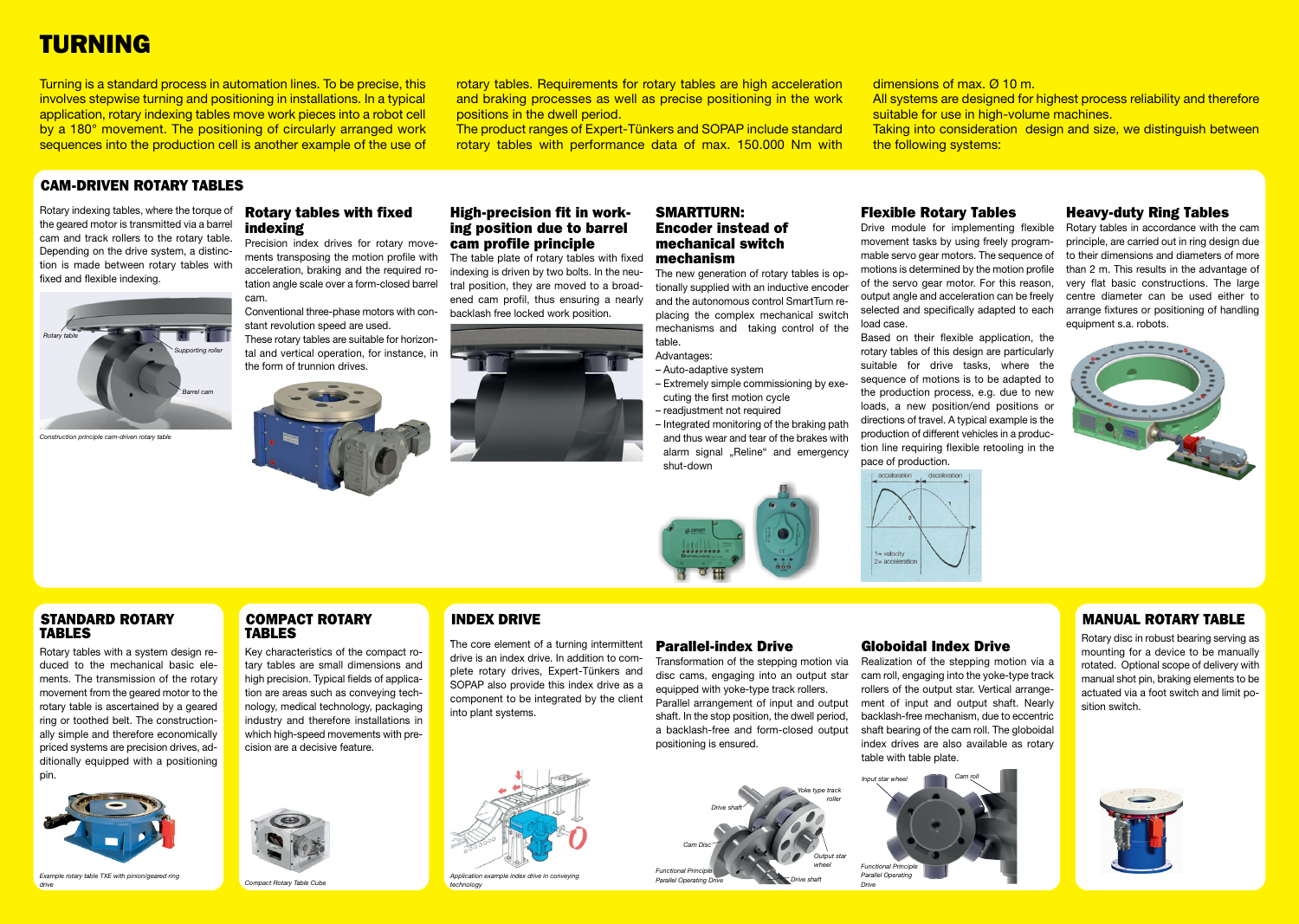# TURNING

Turning is a standard process in automation lines. To be precise, this involves stepwise turning and positioning in installations. In a typical application, rotary indexing tables move work pieces into a robot cell by a 180° movement. The positioning of circularly arranged work sequences into the production cell is another example of the use of rotary tables. Requirements for rotary tables are high acceleration and braking processes as well as precise positioning in the work positions in the dwell period.

The product ranges of Expert-Tünkers and SOPAP include standard rotary tables with performance data of max. 150.000 Nm with dimensions of max. Ø 10 m.

All systems are designed for highest process reliability and therefore suitable for use in high-volume machines.

Taking into consideration design and size, we distinguish between the following systems:

## CAM-DRIVEN ROTARY TABLES

Rotary indexing tables, where the torque of the geared motor is transmitted via a barrel cam and track rollers to the rotary table. Depending on the drive system, a distinction is made between rotary tables with fixed and flexible indexing.

Rotary table
Supporting roller
Barrel cam

*Construction principle cam-driven rotary table*

### Rotary tables with fixed indexing

Precision index drives for rotary movements transposing the motion profile with acceleration, braking and the required rotation angle scale over a form-closed barrel cam.

Conventional three-phase motors with constant revolution speed are used.

These rotary tables are suitable for horizontal and vertical operation, for instance, in the form of trunnion drives.

### High-precision fit in working position due to barrel cam profile principle

The table plate of rotary tables with fixed indexing is driven by two bolts. In the neutral position, they are moved to a broadened cam profil, thus ensuring a nearly backlash free locked work position.

### SMARTTURN: Encoder instead of mechanical switch mechanism

The new generation of rotary tables is optionally supplied with an inductive encoder and the autonomous control SmartTurn replacing the complex mechanical switch mechanisms and taking control of the table.

Advantages:

- Auto-adaptive system
- Extremely simple commissioning by executing the first motion cycle
- readjustment not required
- Integrated monitoring of the braking path and thus wear and tear of the brakes with alarm signal „Reline" and emergency shut-down

### Flexible Rotary Tables

Drive module for implementing flexible movement tasks by using freely programmable servo gear motors. The sequence of motions is determined by the motion profile of the servo gear motor. For this reason, output angle and acceleration can be freely selected and specifically adapted to each load case.

Based on their flexible application, the rotary tables of this design are particularly suitable for drive tasks, where the sequence of motions is to be adapted to the production process, e.g. due to new loads, a new position/end positions or directions of travel. A typical example is the production of different vehicles in a production line requiring flexible retooling in the pace of production.

acceleration | deceleration
1= velocity
2= acceleration

### Heavy-duty Ring Tables

Rotary tables in accordance with the cam principle, are carried out in ring design due to their dimensions and diameters of more than 2 m. This results in the advantage of very flat basic constructions. The large centre diameter can be used either to arrange fixtures or positioning of handling equipment s.a. robots.

## STANDARD ROTARY TABLES

Rotary tables with a system design reduced to the mechanical basic elements. The transmission of the rotary movement from the geared motor to the rotary table is ascertained by a geared ring or toothed belt. The constructionally simple and therefore economically priced systems are precision drives, additionally equipped with a positioning pin.

*Example rotary table TXE with pinion/geared ring drive*

## COMPACT ROTARY TABLES

Key characteristics of the compact rotary tables are small dimensions and high precision. Typical fields of application are areas such as conveying technology, medical technology, packaging industry and therefore installations in which high-speed movements with precision are a decisive feature.

*Compact Rotary Table Cube*

## INDEX DRIVE

The core element of a turning intermittent drive is an index drive. In addition to complete rotary drives, Expert-Tünkers and SOPAP also provide this index drive as a component to be integrated by the client into plant systems.

*Application example index drive in conveying technology*

### Parallel-index Drive

Transformation of the stepping motion via disc cams, engaging into an output star equipped with yoke-type track rollers.

Parallel arrangement of input and output shaft. In the stop position, the dwell period, a backlash-free and form-closed output positioning is ensured.

Drive shaft
Yoke type track roller
Cam Disc
Output star wheel
Drive shaft

*Functional Principle Parallel Operating Drive*

### Globoidal Index Drive

Realization of the stepping motion via a cam roll, engaging into the yoke-type track rollers of the output star. Vertical arrangement of input and output shaft. Nearly backlash-free mechanism, due to eccentric shaft bearing of the cam roll. The globoidal index drives are also available as rotary table with table plate.

Input star wheel
Cam roll

*Functional Principle Parallel Operating Drive*

## MANUAL ROTARY TABLE

Rotary disc in robust bearing serving as mounting for a device to be manually rotated. Optional scope of delivery with manual shot pin, braking elements to be actuated via a foot switch and limit position switch.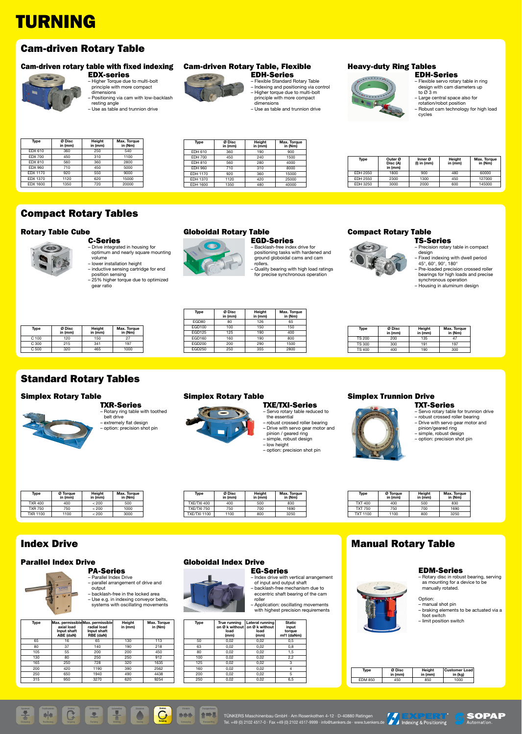# TURNING

## Cam-driven Rotary Table

### Cam-driven rotary table with fixed indexing

**EDX-Series**

- Higher Torque due to multi-bolt principle with more compact dimensions
- Positioning via cam with low-backlash resting angle
- Use as table and trunnion drive

| Type | Ø Disc in (mm) | Height in (mm) | Max. Torque in (Nm) |
|---|---|---|---|
| EDX 610 | 360 | 250 | 540 |
| EDX 700 | 450 | 310 | 1100 |
| EDX 810 | 560 | 360 | 2800 |
| EDX 960 | 710 | 450 | 5000 |
| EDX 1170 | 920 | 550 | 9000 |
| EDX 1370 | 1120 | 620 | 15000 |
| EDX 1600 | 1350 | 720 | 20000 |

### Cam-driven Rotary Table, Flexible

**EDH-Series**

- Flexible Standard Rotary Table
- Indexing and positioning via control
- Higher torque due to multi-bolt principle with more compact dimensions
- Use as table and trunnion drive

| Type | Ø Disc in (mm) | Height in (mm) | Max. Torque in (Nm) |
|---|---|---|---|
| EDH 610 | 360 | 190 | 900 |
| EDH 700 | 450 | 240 | 1500 |
| EDH 810 | 560 | 280 | 4000 |
| EDH 960 | 710 | 310 | 8000 |
| EDH 1170 | 920 | 360 | 15000 |
| EDH 1370 | 1120 | 420 | 25000 |
| EDH 1600 | 1350 | 480 | 40000 |

### Heavy-duty Ring Tables

**EDH-Series**

- Flexible servo rotary table in ring design with cam diameters up to Ø 3 m
- Large central space also for rotation/robot position
- Robust cam technology for high load cycles

| Type | Outer Ø Disc (A) in (mm) | Inner Ø (I) in (mm) | Height in (mm) | Max. Torque in (Nm) |
|---|---|---|---|---|
| EDH 2050 | 1800 | 900 | 480 | 60000 |
| EDH 2550 | 2300 | 1300 | 450 | 127000 |
| EDH 3250 | 3000 | 2000 | 600 | 145000 |

## Compact Rotary Tables

### Rotary Table Cube

**C-Series**

- Drive integrated in housing for optimum and nearly square mounting volume
- lower installation height
- inductive sensing cartridge for end position sensing
- 25% higher torque due to optimized gear ratio

| Type | Ø Disc in (mm) | Height in (mm) | Max. Torque in (Nm) |
|---|---|---|---|
| C 100 | 120 | 150 | 27 |
| C 300 | 215 | 341 | 197 |
| C 500 | 320 | 465 | 1000 |

### Globoidal Rotary Table

**EGD-Series**

- Backlash-free index drive for positioning tasks with hardened and ground globoidal cams and cam rollers.
- Quality bearing with high load ratings for precise synchronous operation

| Type | Ø Disc in (mm) | Height in (mm) | Max. Torque in (Nm) |
|---|---|---|---|
| EGD80 | 80 | 126 | 65 |
| EGD100 | 100 | 150 | 150 |
| EGD125 | 125 | 190 | 400 |
| EGD160 | 160 | 190 | 800 |
| EGD200 | 200 | 290 | 1500 |
| EGD250 | 250 | 355 | 2800 |

### Compact Rotary Table

**TS-Series**

- Precision rotary table in compact design
- Fixed indexing with dwell period 45°, 60°, 90°, 180°
- Pre-loaded precision crossed roller bearings for high loads and precise synchronous operation
- Housing in aluminum design

| Type | Ø Disc in (mm) | Height in (mm) | Max. Torque in (Nm) |
|---|---|---|---|
| TS 200 | 200 | 135 | 47 |
| TS 300 | 300 | 191 | 197 |
| TS 400 | 400 | 190 | 300 |

## Standard Rotary Tables

### Simplex Rotary Table

**TXR-Series**

- Rotary ring table with toothed belt drive
- extremely flat design
- option: precision shot pin

| Type | Ø Torque in (mm) | Height in (mm) | Max. Torque in (Nm) |
|---|---|---|---|
| TXR 400 | 400 | < 200 | 500 |
| TXR 750 | 750 | < 200 | 1000 |
| TXR 1100 | 1100 | < 200 | 3000 |

### Simplex Rotary Table

**TXE/TXI-Series**

- Servo rotary table reduced to the essential
- robust crossed roller bearing
- Drive with servo gear motor and pinion / geared ring
- simple, robust design
- low height
- option: precision shot pin

| Type | Ø Disc in (mm) | Height in (mm) | Max. Torque in (Nm) |
|---|---|---|---|
| TXE/TXI 400 | 400 | 500 | 830 |
| TXE/TXI 750 | 750 | 700 | 1690 |
| TXE/TXI 1100 | 1100 | 800 | 3250 |

### Simplex Trunnion Drive

**TXT-Series**

- Servo rotary table for trunnion drive
- robust crossed roller bearing
- Drive with servo gear motor and pinion/geared ring
- simple, robust design
- option: precision shot pin

| Type | Ø Torque in (mm) | Height in (mm) | Max. Torque in (Nm) |
|---|---|---|---|
| TXT 400 | 400 | 500 | 830 |
| TXT 750 | 750 | 700 | 1690 |
| TXT 1100 | 1100 | 800 | 3250 |

## Index Drive

### Parallel Index Drive

**PA-Series**

- Parallel Index Drive
- parallel arrangement of drive and output
- backlash-free in the locked area
- Use e.g. in indexing conveyor belts, systems with oscillating movements

| Type | Max. permissible axial load Input shaft ABE (daN) | Max. permissible radial load Input shaft RBE (daN) | Height in (mm) | Max. Torque in (Nm) |
|---|---|---|---|---|
| 65 | 16 | 65 | 130 | 113 |
| 80 | 37 | 140 | 190 | 218 |
| 105 | 55 | 200 | 200 | 450 |
| 130 | 80 | 250 | 250 | 912 |
| 165 | 250 | 728 | 320 | 1635 |
| 200 | 420 | 1190 | 390 | 2562 |
| 250 | 650 | 1940 | 490 | 4438 |
| 315 | 950 | 3270 | 620 | 9254 |

### Globoidal Index Drive

**EG-Series**

- Index drive with vertical arrangement of input and output shaft
- backlash-free mechanism due to eccentric shaft bearing of the cam roller
- Application: oscillating movements with highest precision requirements

| Type | True running on Ø k without load (mm) | Lateral running on Ø k without load (mm) | Static input torque mf1 (daNm) |
|---|---|---|---|
| 50 | 0,02 | 0,02 | 0,5 |
| 63 | 0,02 | 0,02 | 0,8 |
| 80 | 0,02 | 0,02 | 1,5 |
| 100 | 0,02 | 0,02 | 2,2 |
| 125 | 0,02 | 0,02 | 3 |
| 160 | 0,02 | 0,02 | 4 |
| 200 | 0,02 | 0,02 | 5 |
| 250 | 0,02 | 0,02 | 6,5 |

## Manual Rotary Table

**EDM-Series**

- Rotary disc in robust bearing, serving as mounting for a device to be manually rotated.

Option:

- manual shot pin
- braking elements to be actuated via a foot switch
- limit position switch

| Type | Ø Disc in (mm) | Height in (mm) | Customer Load in (kg) |
|---|---|---|---|
| EDM 850 | 450 | 850 | 1000 |

Clamping · Positioning · Gripping · Turning · Rotating · Sealing · Rotating · Conveying · Transporting

TÜNKERS Maschinenbau GmbH · Am Rosenkothen 4-12 · D-40880 Ratingen
Tel. +49 (0) 2102 4517-0 · Fax +49 (0) 2102 4517-9999 · info@tuenkers.de · www.tuenkers.de

EXPERT Indexing & Positioning · SOPAP Automation